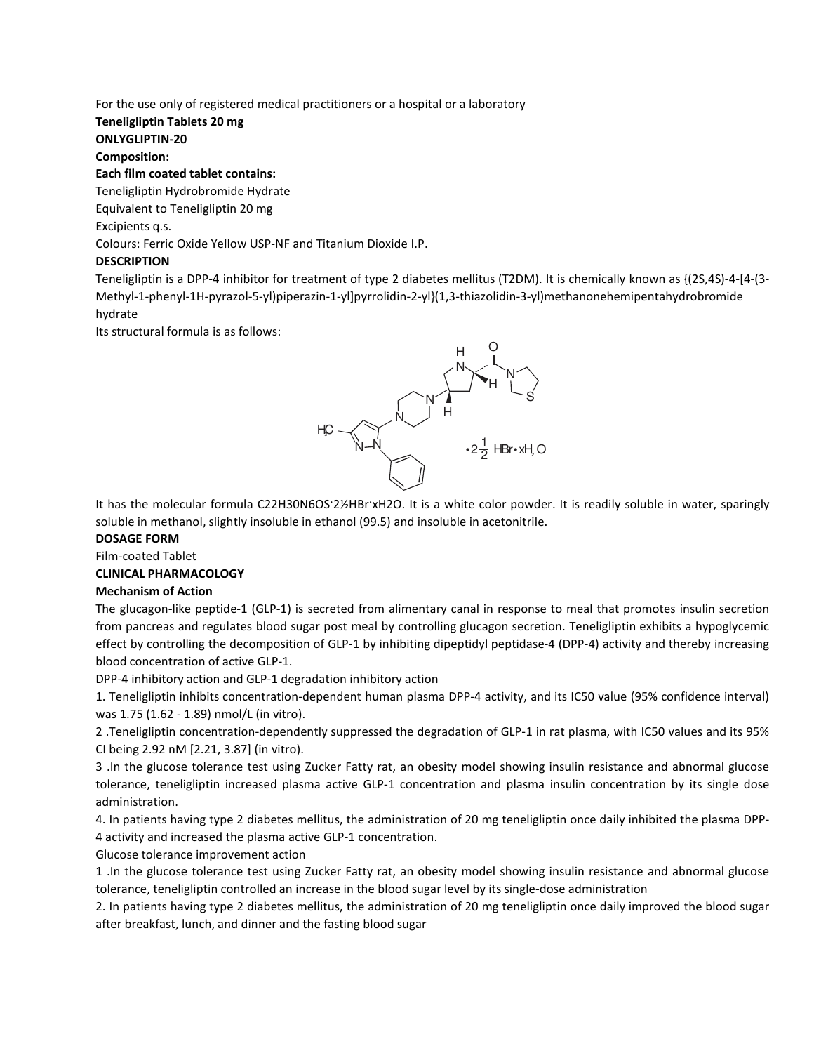For the use only of registered medical practitioners or a hospital or a laboratory

**Teneligliptin Tablets 20 mg**

**ONLYGLIPTIN-20**

**Composition:**

**Each film coated tablet contains:**

Teneligliptin Hydrobromide Hydrate

Equivalent to Teneligliptin 20 mg

Excipients q.s.

Colours: Ferric Oxide Yellow USP-NF and Titanium Dioxide I.P.

**DESCRIPTION**

Teneligliptin is a DPP-4 inhibitor for treatment of type 2 diabetes mellitus (T2DM). It is chemically known as {(2S,4S)-4-[4-(3-Methyl-1-phenyl-1H-pyrazol-5-yl)piperazin-1-yl]pyrrolidin-2-yl}(1,3-thiazolidin-3-yl)methanonehemipentahydrobromide hydrate

Its structural formula is as follows:

$\cdot 2\frac{1}{2}$ HBr$\cdot$xH$_2$O

It has the molecular formula $C_{22}H_{30}N_6OS \cdot 2\frac{1}{2}HBr \cdot xH_2O$. It is a white color powder. It is readily soluble in water, sparingly soluble in methanol, slightly insoluble in ethanol (99.5) and insoluble in acetonitrile.

**DOSAGE FORM**

Film-coated Tablet

**CLINICAL PHARMACOLOGY**

**Mechanism of Action**

The glucagon-like peptide-1 (GLP-1) is secreted from alimentary canal in response to meal that promotes insulin secretion from pancreas and regulates blood sugar post meal by controlling glucagon secretion. Teneligliptin exhibits a hypoglycemic effect by controlling the decomposition of GLP-1 by inhibiting dipeptidyl peptidase-4 (DPP-4) activity and thereby increasing blood concentration of active GLP-1.

DPP-4 inhibitory action and GLP-1 degradation inhibitory action

1. Teneligliptin inhibits concentration-dependent human plasma DPP-4 activity, and its IC50 value (95% confidence interval) was 1.75 (1.62 - 1.89) nmol/L (in vitro).

2 .Teneligliptin concentration-dependently suppressed the degradation of GLP-1 in rat plasma, with IC50 values and its 95% CI being 2.92 nM [2.21, 3.87] (in vitro).

3 .In the glucose tolerance test using Zucker Fatty rat, an obesity model showing insulin resistance and abnormal glucose tolerance, teneligliptin increased plasma active GLP-1 concentration and plasma insulin concentration by its single dose administration.

4. In patients having type 2 diabetes mellitus, the administration of 20 mg teneligliptin once daily inhibited the plasma DPP-4 activity and increased the plasma active GLP-1 concentration.

Glucose tolerance improvement action

1 .In the glucose tolerance test using Zucker Fatty rat, an obesity model showing insulin resistance and abnormal glucose tolerance, teneligliptin controlled an increase in the blood sugar level by its single-dose administration

2. In patients having type 2 diabetes mellitus, the administration of 20 mg teneligliptin once daily improved the blood sugar after breakfast, lunch, and dinner and the fasting blood sugar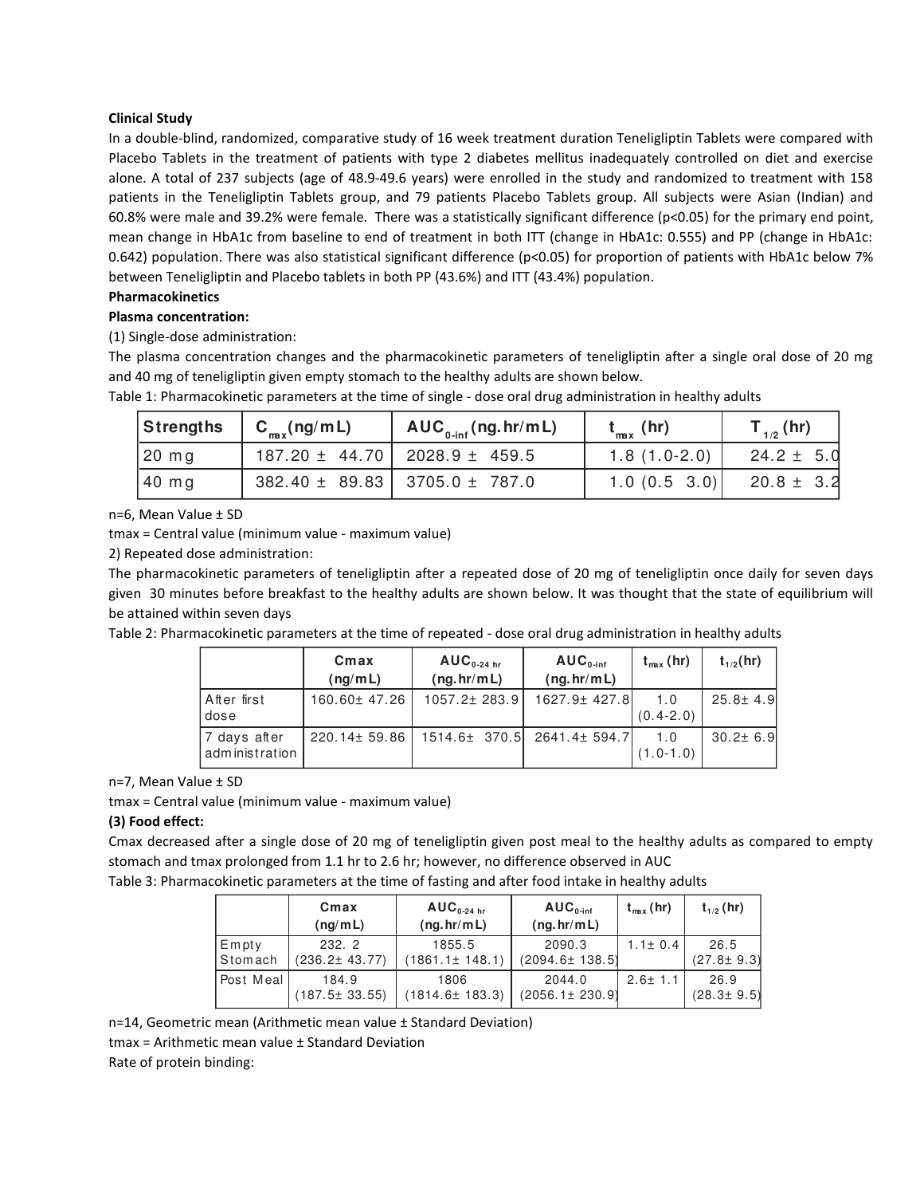**Clinical Study**

In a double-blind, randomized, comparative study of 16 week treatment duration Teneligliptin Tablets were compared with Placebo Tablets in the treatment of patients with type 2 diabetes mellitus inadequately controlled on diet and exercise alone. A total of 237 subjects (age of 48.9-49.6 years) were enrolled in the study and randomized to treatment with 158 patients in the Teneligliptin Tablets group, and 79 patients Placebo Tablets group. All subjects were Asian (Indian) and 60.8% were male and 39.2% were female. There was a statistically significant difference ($p<0.05$) for the primary end point, mean change in HbA1c from baseline to end of treatment in both ITT (change in HbA1c: 0.555) and PP (change in HbA1c: 0.642) population. There was also statistical significant difference ($p<0.05$) for proportion of patients with HbA1c below 7% between Teneligliptin and Placebo tablets in both PP (43.6%) and ITT (43.4%) population.

**Pharmacokinetics**

**Plasma concentration:**

(1) Single-dose administration:

The plasma concentration changes and the pharmacokinetic parameters of teneligliptin after a single oral dose of 20 mg and 40 mg of teneligliptin given empty stomach to the healthy adults are shown below.

Table 1: Pharmacokinetic parameters at the time of single - dose oral drug administration in healthy adults

| Strengths | $C_{max}$ (ng/mL) | $AUC_{0\text{-}inf}$ (ng.hr/mL) | $t_{max}$ (hr) | $T_{1/2}$ (hr) |
|---|---|---|---|---|
| 20 mg | 187.20 ± 44.70 | 2028.9 ± 459.5 | 1.8 (1.0-2.0) | 24.2 ± 5.0 |
| 40 mg | 382.40 ± 89.83 | 3705.0 ± 787.0 | 1.0 (0.5 3.0) | 20.8 ± 3.2 |

n=6, Mean Value ± SD

tmax = Central value (minimum value - maximum value)

2) Repeated dose administration:

The pharmacokinetic parameters of teneligliptin after a repeated dose of 20 mg of teneligliptin once daily for seven days given 30 minutes before breakfast to the healthy adults are shown below. It was thought that the state of equilibrium will be attained within seven days

Table 2: Pharmacokinetic parameters at the time of repeated - dose oral drug administration in healthy adults

| | Cmax (ng/mL) | $AUC_{0\text{-}24\ hr}$ (ng.hr/mL) | $AUC_{0\text{-}inf}$ (ng.hr/mL) | $t_{max}$ (hr) | $t_{1/2}$ (hr) |
|---|---|---|---|---|---|
| After first dose | 160.60± 47.26 | 1057.2± 283.9 | 1627.9± 427.8 | 1.0 (0.4-2.0) | 25.8± 4.9 |
| 7 days after administration | 220.14± 59.86 | 1514.6± 370.5 | 2641.4± 594.7 | 1.0 (1.0-1.0) | 30.2± 6.9 |

n=7, Mean Value ± SD

tmax = Central value (minimum value - maximum value)

**(3) Food effect:**

Cmax decreased after a single dose of 20 mg of teneligliptin given post meal to the healthy adults as compared to empty stomach and tmax prolonged from 1.1 hr to 2.6 hr; however, no difference observed in AUC

Table 3: Pharmacokinetic parameters at the time of fasting and after food intake in healthy adults

| | Cmax (ng/mL) | $AUC_{0\text{-}24\ hr}$ (ng.hr/mL) | $AUC_{0\text{-}inf}$ (ng.hr/mL) | $t_{max}$ (hr) | $t_{1/2}$ (hr) |
|---|---|---|---|---|---|
| Empty Stomach | 232. 2 (236.2± 43.77) | 1855.5 (1861.1± 148.1) | 2090.3 (2094.6± 138.5) | 1.1± 0.4 | 26.5 (27.8± 9.3) |
| Post Meal | 184.9 (187.5± 33.55) | 1806 (1814.6± 183.3) | 2044.0 (2056.1± 230.9) | 2.6± 1.1 | 26.9 (28.3± 9.5) |

n=14, Geometric mean (Arithmetic mean value ± Standard Deviation)

tmax = Arithmetic mean value ± Standard Deviation

Rate of protein binding: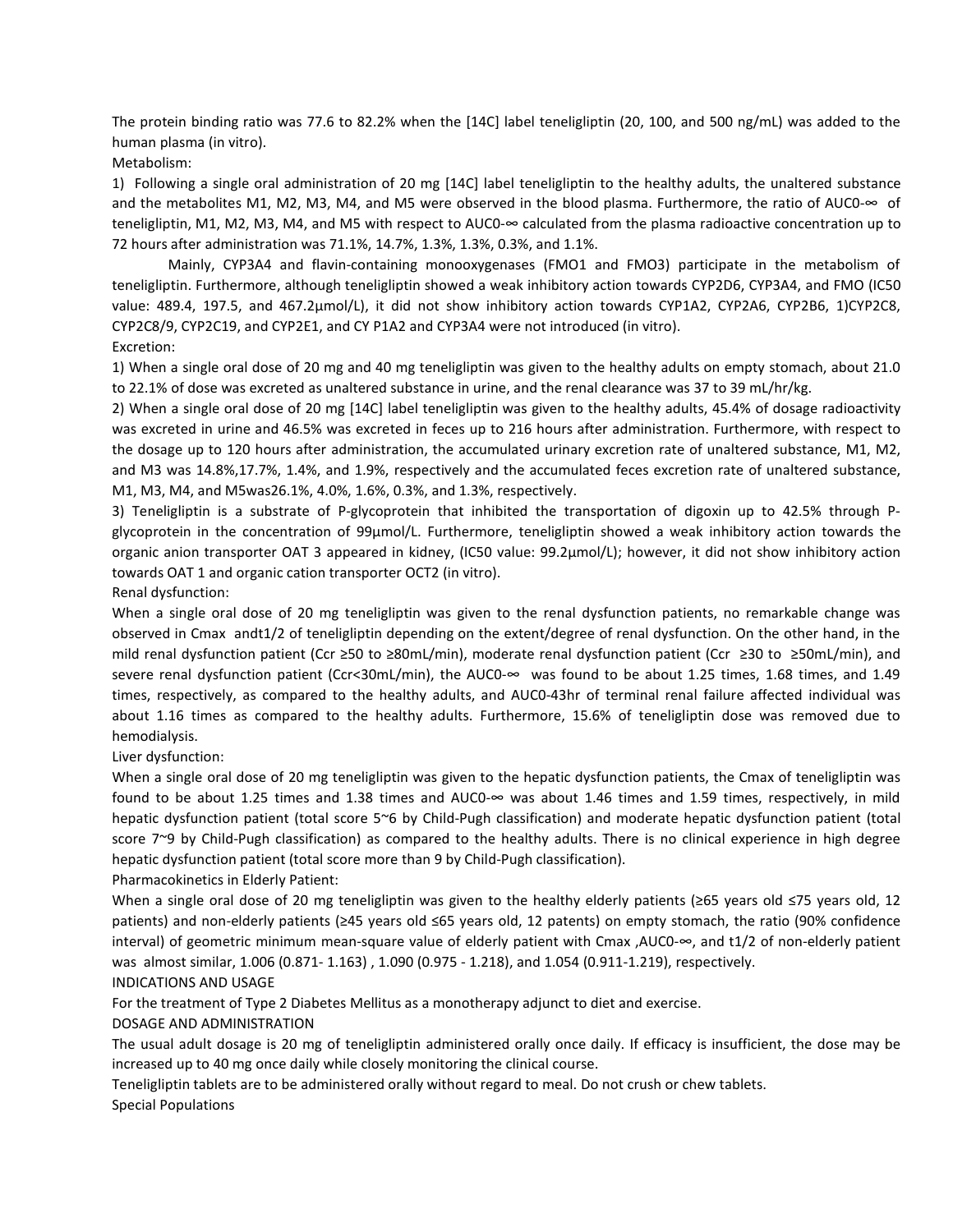The protein binding ratio was 77.6 to 82.2% when the [14C] label teneligliptin (20, 100, and 500 ng/mL) was added to the human plasma (in vitro).

Metabolism:

1) Following a single oral administration of 20 mg [14C] label teneligliptin to the healthy adults, the unaltered substance and the metabolites M1, M2, M3, M4, and M5 were observed in the blood plasma. Furthermore, the ratio of $AUC_{0-\infty}$ of teneligliptin, M1, M2, M3, M4, and M5 with respect to $AUC_{0-\infty}$ calculated from the plasma radioactive concentration up to 72 hours after administration was 71.1%, 14.7%, 1.3%, 1.3%, 0.3%, and 1.1%.

Mainly, CYP3A4 and flavin-containing monooxygenases (FMO1 and FMO3) participate in the metabolism of teneligliptin. Furthermore, although teneligliptin showed a weak inhibitory action towards CYP2D6, CYP3A4, and FMO (IC50 value: 489.4, 197.5, and 467.2μmol/L), it did not show inhibitory action towards CYP1A2, CYP2A6, CYP2B6, 1)CYP2C8, CYP2C8/9, CYP2C19, and CYP2E1, and CY P1A2 and CYP3A4 were not introduced (in vitro).

Excretion:

1) When a single oral dose of 20 mg and 40 mg teneligliptin was given to the healthy adults on empty stomach, about 21.0 to 22.1% of dose was excreted as unaltered substance in urine, and the renal clearance was 37 to 39 mL/hr/kg.

2) When a single oral dose of 20 mg [14C] label teneligliptin was given to the healthy adults, 45.4% of dosage radioactivity was excreted in urine and 46.5% was excreted in feces up to 216 hours after administration. Furthermore, with respect to the dosage up to 120 hours after administration, the accumulated urinary excretion rate of unaltered substance, M1, M2, and M3 was 14.8%,17.7%, 1.4%, and 1.9%, respectively and the accumulated feces excretion rate of unaltered substance, M1, M3, M4, and M5was26.1%, 4.0%, 1.6%, 0.3%, and 1.3%, respectively.

3) Teneligliptin is a substrate of P-glycoprotein that inhibited the transportation of digoxin up to 42.5% through P-glycoprotein in the concentration of 99μmol/L. Furthermore, teneligliptin showed a weak inhibitory action towards the organic anion transporter OAT 3 appeared in kidney, (IC50 value: 99.2μmol/L); however, it did not show inhibitory action towards OAT 1 and organic cation transporter OCT2 (in vitro).

Renal dysfunction:

When a single oral dose of 20 mg teneligliptin was given to the renal dysfunction patients, no remarkable change was observed in Cmax andt1/2 of teneligliptin depending on the extent/degree of renal dysfunction. On the other hand, in the mild renal dysfunction patient (Ccr ≥50 to ≥80mL/min), moderate renal dysfunction patient (Ccr ≥30 to ≥50mL/min), and severe renal dysfunction patient (Ccr<30mL/min), the $AUC_{0-\infty}$ was found to be about 1.25 times, 1.68 times, and 1.49 times, respectively, as compared to the healthy adults, and $AUC_{0-43hr}$ of terminal renal failure affected individual was about 1.16 times as compared to the healthy adults. Furthermore, 15.6% of teneligliptin dose was removed due to hemodialysis.

Liver dysfunction:

When a single oral dose of 20 mg teneligliptin was given to the hepatic dysfunction patients, the Cmax of teneligliptin was found to be about 1.25 times and 1.38 times and $AUC_{0-\infty}$ was about 1.46 times and 1.59 times, respectively, in mild hepatic dysfunction patient (total score 5~6 by Child-Pugh classification) and moderate hepatic dysfunction patient (total score 7~9 by Child-Pugh classification) as compared to the healthy adults. There is no clinical experience in high degree hepatic dysfunction patient (total score more than 9 by Child-Pugh classification).

Pharmacokinetics in Elderly Patient:

When a single oral dose of 20 mg teneligliptin was given to the healthy elderly patients (≥65 years old ≤75 years old, 12 patients) and non-elderly patients (≥45 years old ≤65 years old, 12 patents) on empty stomach, the ratio (90% confidence interval) of geometric minimum mean-square value of elderly patient with Cmax ,$AUC_{0-\infty}$, and t1/2 of non-elderly patient was almost similar, 1.006 (0.871- 1.163) , 1.090 (0.975 - 1.218), and 1.054 (0.911-1.219), respectively.

INDICATIONS AND USAGE

For the treatment of Type 2 Diabetes Mellitus as a monotherapy adjunct to diet and exercise.

DOSAGE AND ADMINISTRATION

The usual adult dosage is 20 mg of teneligliptin administered orally once daily. If efficacy is insufficient, the dose may be increased up to 40 mg once daily while closely monitoring the clinical course.

Teneligliptin tablets are to be administered orally without regard to meal. Do not crush or chew tablets.

Special Populations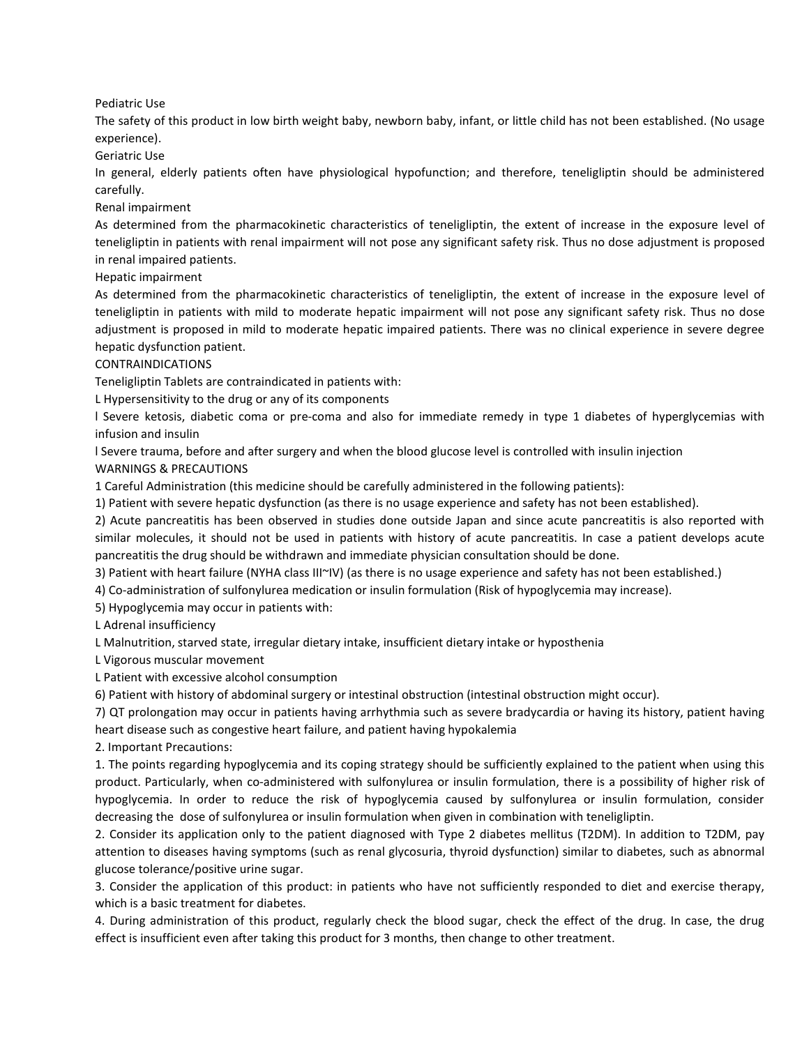### Pediatric Use

The safety of this product in low birth weight baby, newborn baby, infant, or little child has not been established. (No usage experience).

### Geriatric Use

In general, elderly patients often have physiological hypofunction; and therefore, teneligliptin should be administered carefully.

### Renal impairment

As determined from the pharmacokinetic characteristics of teneligliptin, the extent of increase in the exposure level of teneligliptin in patients with renal impairment will not pose any significant safety risk. Thus no dose adjustment is proposed in renal impaired patients.

### Hepatic impairment

As determined from the pharmacokinetic characteristics of teneligliptin, the extent of increase in the exposure level of teneligliptin in patients with mild to moderate hepatic impairment will not pose any significant safety risk. Thus no dose adjustment is proposed in mild to moderate hepatic impaired patients. There was no clinical experience in severe degree hepatic dysfunction patient.

## CONTRAINDICATIONS

Teneligliptin Tablets are contraindicated in patients with:

- Hypersensitivity to the drug or any of its components
- Severe ketosis, diabetic coma or pre-coma and also for immediate remedy in type 1 diabetes of hyperglycemias with infusion and insulin
- Severe trauma, before and after surgery and when the blood glucose level is controlled with insulin injection

## WARNINGS & PRECAUTIONS

1 Careful Administration (this medicine should be carefully administered in the following patients):

1) Patient with severe hepatic dysfunction (as there is no usage experience and safety has not been established).

2) Acute pancreatitis has been observed in studies done outside Japan and since acute pancreatitis is also reported with similar molecules, it should not be used in patients with history of acute pancreatitis. In case a patient develops acute pancreatitis the drug should be withdrawn and immediate physician consultation should be done.

3) Patient with heart failure (NYHA class III~IV) (as there is no usage experience and safety has not been established.)

4) Co-administration of sulfonylurea medication or insulin formulation (Risk of hypoglycemia may increase).

5) Hypoglycemia may occur in patients with:

- Adrenal insufficiency
- Malnutrition, starved state, irregular dietary intake, insufficient dietary intake or hyposthenia
- Vigorous muscular movement
- Patient with excessive alcohol consumption

6) Patient with history of abdominal surgery or intestinal obstruction (intestinal obstruction might occur).

7) QT prolongation may occur in patients having arrhythmia such as severe bradycardia or having its history, patient having heart disease such as congestive heart failure, and patient having hypokalemia

2. Important Precautions:

1. The points regarding hypoglycemia and its coping strategy should be sufficiently explained to the patient when using this product. Particularly, when co-administered with sulfonylurea or insulin formulation, there is a possibility of higher risk of hypoglycemia. In order to reduce the risk of hypoglycemia caused by sulfonylurea or insulin formulation, consider decreasing the dose of sulfonylurea or insulin formulation when given in combination with teneligliptin.

2. Consider its application only to the patient diagnosed with Type 2 diabetes mellitus (T2DM). In addition to T2DM, pay attention to diseases having symptoms (such as renal glycosuria, thyroid dysfunction) similar to diabetes, such as abnormal glucose tolerance/positive urine sugar.

3. Consider the application of this product: in patients who have not sufficiently responded to diet and exercise therapy, which is a basic treatment for diabetes.

4. During administration of this product, regularly check the blood sugar, check the effect of the drug. In case, the drug effect is insufficient even after taking this product for 3 months, then change to other treatment.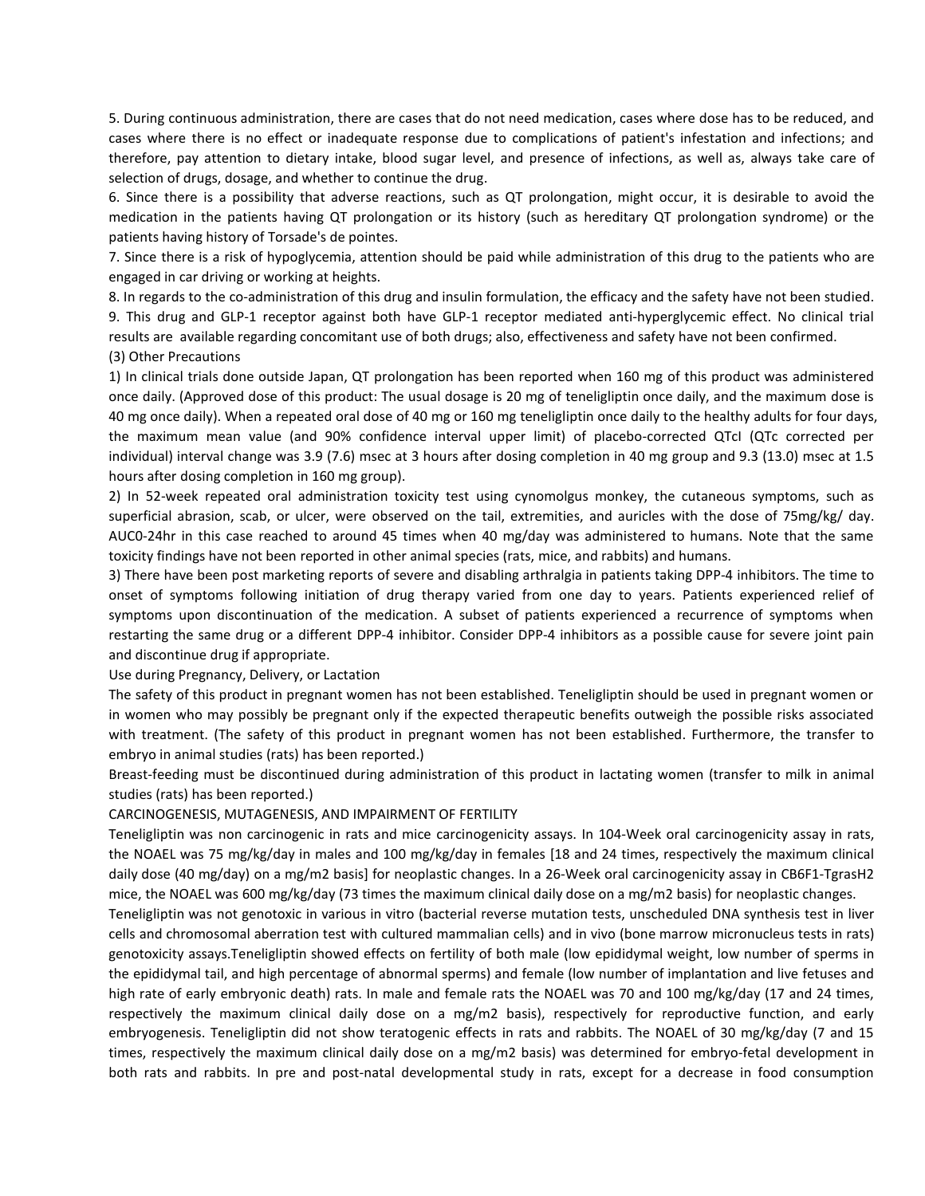5. During continuous administration, there are cases that do not need medication, cases where dose has to be reduced, and cases where there is no effect or inadequate response due to complications of patient's infestation and infections; and therefore, pay attention to dietary intake, blood sugar level, and presence of infections, as well as, always take care of selection of drugs, dosage, and whether to continue the drug.

6. Since there is a possibility that adverse reactions, such as QT prolongation, might occur, it is desirable to avoid the medication in the patients having QT prolongation or its history (such as hereditary QT prolongation syndrome) or the patients having history of Torsade's de pointes.

7. Since there is a risk of hypoglycemia, attention should be paid while administration of this drug to the patients who are engaged in car driving or working at heights.

8. In regards to the co-administration of this drug and insulin formulation, the efficacy and the safety have not been studied.

9. This drug and GLP-1 receptor against both have GLP-1 receptor mediated anti-hyperglycemic effect. No clinical trial results are available regarding concomitant use of both drugs; also, effectiveness and safety have not been confirmed.

(3) Other Precautions

1) In clinical trials done outside Japan, QT prolongation has been reported when 160 mg of this product was administered once daily. (Approved dose of this product: The usual dosage is 20 mg of teneligliptin once daily, and the maximum dose is 40 mg once daily). When a repeated oral dose of 40 mg or 160 mg teneligliptin once daily to the healthy adults for four days, the maximum mean value (and 90% confidence interval upper limit) of placebo-corrected QTcI (QTc corrected per individual) interval change was 3.9 (7.6) msec at 3 hours after dosing completion in 40 mg group and 9.3 (13.0) msec at 1.5 hours after dosing completion in 160 mg group).

2) In 52-week repeated oral administration toxicity test using cynomolgus monkey, the cutaneous symptoms, such as superficial abrasion, scab, or ulcer, were observed on the tail, extremities, and auricles with the dose of 75mg/kg/ day. AUC0-24hr in this case reached to around 45 times when 40 mg/day was administered to humans. Note that the same toxicity findings have not been reported in other animal species (rats, mice, and rabbits) and humans.

3) There have been post marketing reports of severe and disabling arthralgia in patients taking DPP-4 inhibitors. The time to onset of symptoms following initiation of drug therapy varied from one day to years. Patients experienced relief of symptoms upon discontinuation of the medication. A subset of patients experienced a recurrence of symptoms when restarting the same drug or a different DPP-4 inhibitor. Consider DPP-4 inhibitors as a possible cause for severe joint pain and discontinue drug if appropriate.

Use during Pregnancy, Delivery, or Lactation

The safety of this product in pregnant women has not been established. Teneligliptin should be used in pregnant women or in women who may possibly be pregnant only if the expected therapeutic benefits outweigh the possible risks associated with treatment. (The safety of this product in pregnant women has not been established. Furthermore, the transfer to embryo in animal studies (rats) has been reported.)

Breast-feeding must be discontinued during administration of this product in lactating women (transfer to milk in animal studies (rats) has been reported.)

CARCINOGENESIS, MUTAGENESIS, AND IMPAIRMENT OF FERTILITY

Teneligliptin was non carcinogenic in rats and mice carcinogenicity assays. In 104-Week oral carcinogenicity assay in rats, the NOAEL was 75 mg/kg/day in males and 100 mg/kg/day in females [18 and 24 times, respectively the maximum clinical daily dose (40 mg/day) on a mg/m2 basis] for neoplastic changes. In a 26-Week oral carcinogenicity assay in CB6F1-TgrasH2 mice, the NOAEL was 600 mg/kg/day (73 times the maximum clinical daily dose on a mg/m2 basis) for neoplastic changes.

Teneligliptin was not genotoxic in various in vitro (bacterial reverse mutation tests, unscheduled DNA synthesis test in liver cells and chromosomal aberration test with cultured mammalian cells) and in vivo (bone marrow micronucleus tests in rats) genotoxicity assays.Teneligliptin showed effects on fertility of both male (low epididymal weight, low number of sperms in the epididymal tail, and high percentage of abnormal sperms) and female (low number of implantation and live fetuses and high rate of early embryonic death) rats. In male and female rats the NOAEL was 70 and 100 mg/kg/day (17 and 24 times, respectively the maximum clinical daily dose on a mg/m2 basis), respectively for reproductive function, and early embryogenesis. Teneligliptin did not show teratogenic effects in rats and rabbits. The NOAEL of 30 mg/kg/day (7 and 15 times, respectively the maximum clinical daily dose on a mg/m2 basis) was determined for embryo-fetal development in both rats and rabbits. In pre and post-natal developmental study in rats, except for a decrease in food consumption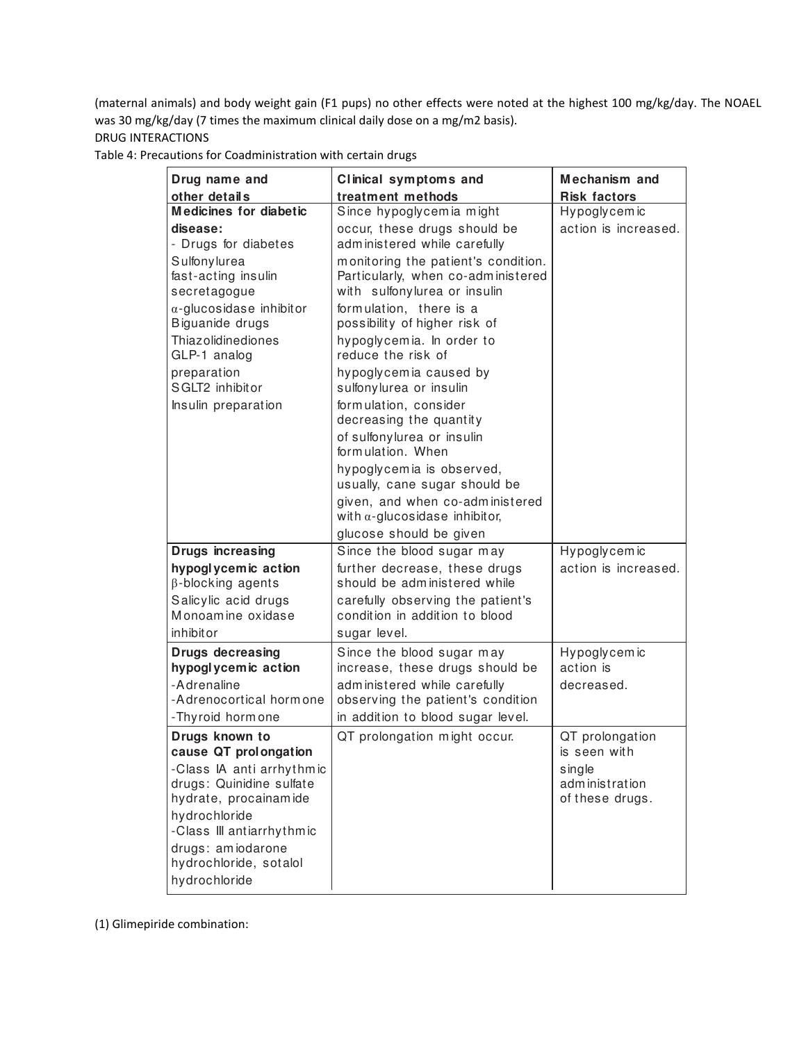(maternal animals) and body weight gain (F1 pups) no other effects were noted at the highest 100 mg/kg/day. The NOAEL was 30 mg/kg/day (7 times the maximum clinical daily dose on a mg/m2 basis).

DRUG INTERACTIONS

Table 4: Precautions for Coadministration with certain drugs

| Drug name and other details | Clinical symptoms and treatment methods | Mechanism and Risk factors |
|---|---|---|
| **Medicines for diabetic disease:**<br>- Drugs for diabetes<br>Sulfonylurea<br>fast-acting insulin secretagogue<br>α-glucosidase inhibitor<br>Biguanide drugs<br>Thiazolidinediones<br>GLP-1 analog preparation<br>SGLT2 inhibitor<br>Insulin preparation | Since hypoglycemia might occur, these drugs should be administered while carefully monitoring the patient's condition. Particularly, when co-administered with sulfonylurea or insulin formulation, there is a possibility of higher risk of hypoglycemia. In order to reduce the risk of hypoglycemia caused by sulfonylurea or insulin formulation, consider decreasing the quantity of sulfonylurea or insulin formulation. When hypoglycemia is observed, usually, cane sugar should be given, and when co-administered with α-glucosidase inhibitor, glucose should be given | Hypoglycemic action is increased. |
| **Drugs increasing hypoglycemic action**<br>β-blocking agents<br>Salicylic acid drugs<br>Monoamine oxidase inhibitor | Since the blood sugar may further decrease, these drugs should be administered while carefully observing the patient's condition in addition to blood sugar level. | Hypoglycemic action is increased. |
| **Drugs decreasing hypoglycemic action**<br>-Adrenaline<br>-Adrenocortical hormone<br>-Thyroid hormone | Since the blood sugar may increase, these drugs should be administered while carefully observing the patient's condition in addition to blood sugar level. | Hypoglycemic action is decreased. |
| **Drugs known to cause QT prolongation**<br>-Class IA anti arrhythmic drugs: Quinidine sulfate hydrate, procainamide hydrochloride<br>-Class III antiarrhythmic drugs: amiodarone hydrochloride, sotalol hydrochloride | QT prolongation might occur. | QT prolongation is seen with single administration of these drugs. |

(1) Glimepiride combination: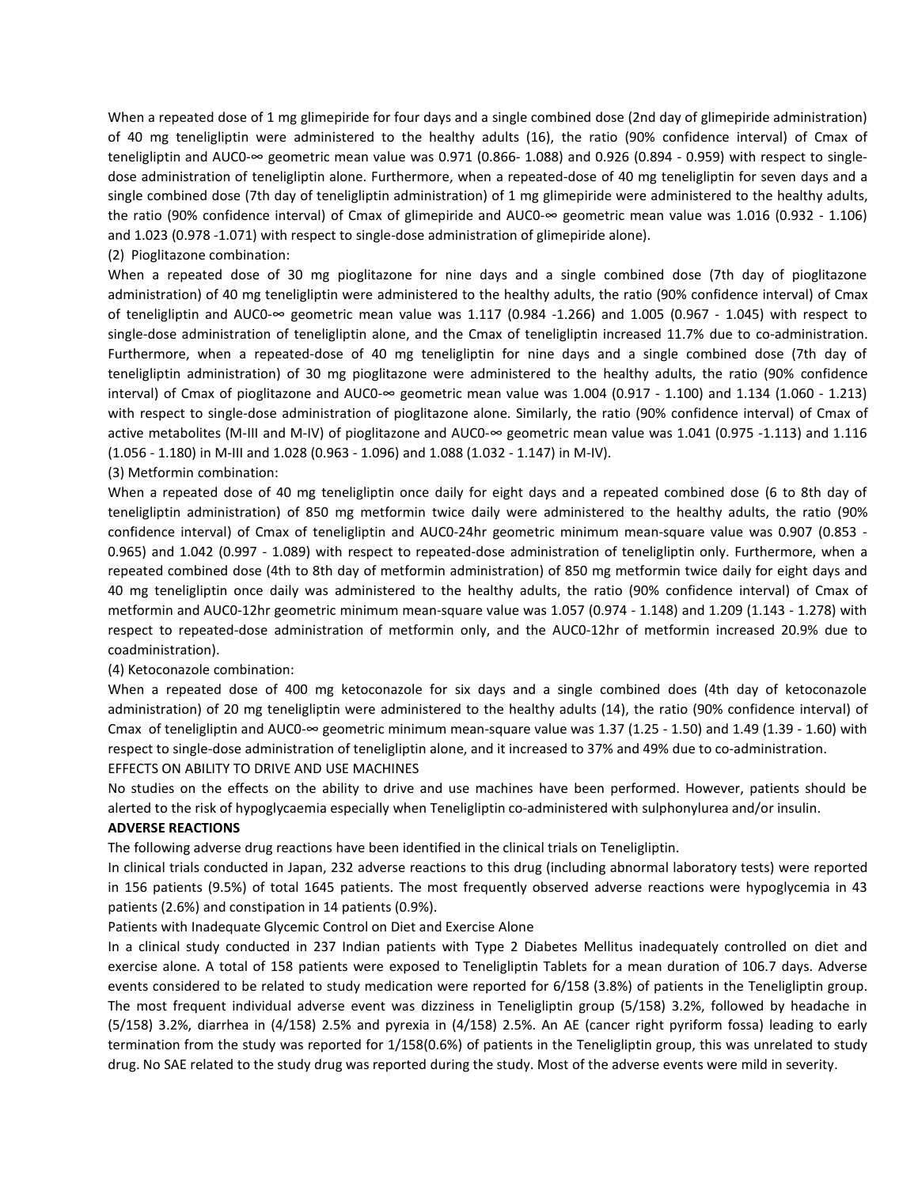When a repeated dose of 1 mg glimepiride for four days and a single combined dose (2nd day of glimepiride administration) of 40 mg teneligliptin were administered to the healthy adults (16), the ratio (90% confidence interval) of Cmax of teneligliptin and AUC0-∞ geometric mean value was 0.971 (0.866- 1.088) and 0.926 (0.894 - 0.959) with respect to single-dose administration of teneligliptin alone. Furthermore, when a repeated-dose of 40 mg teneligliptin for seven days and a single combined dose (7th day of teneligliptin administration) of 1 mg glimepiride were administered to the healthy adults, the ratio (90% confidence interval) of Cmax of glimepiride and AUC0-∞ geometric mean value was 1.016 (0.932 - 1.106) and 1.023 (0.978 -1.071) with respect to single-dose administration of glimepiride alone).

(2) Pioglitazone combination:

When a repeated dose of 30 mg pioglitazone for nine days and a single combined dose (7th day of pioglitazone administration) of 40 mg teneligliptin were administered to the healthy adults, the ratio (90% confidence interval) of Cmax of teneligliptin and AUC0-∞ geometric mean value was 1.117 (0.984 -1.266) and 1.005 (0.967 - 1.045) with respect to single-dose administration of teneligliptin alone, and the Cmax of teneligliptin increased 11.7% due to co-administration. Furthermore, when a repeated-dose of 40 mg teneligliptin for nine days and a single combined dose (7th day of teneligliptin administration) of 30 mg pioglitazone were administered to the healthy adults, the ratio (90% confidence interval) of Cmax of pioglitazone and AUC0-∞ geometric mean value was 1.004 (0.917 - 1.100) and 1.134 (1.060 - 1.213) with respect to single-dose administration of pioglitazone alone. Similarly, the ratio (90% confidence interval) of Cmax of active metabolites (M-III and M-IV) of pioglitazone and AUC0-∞ geometric mean value was 1.041 (0.975 -1.113) and 1.116 (1.056 - 1.180) in M-III and 1.028 (0.963 - 1.096) and 1.088 (1.032 - 1.147) in M-IV).

(3) Metformin combination:

When a repeated dose of 40 mg teneligliptin once daily for eight days and a repeated combined dose (6 to 8th day of teneligliptin administration) of 850 mg metformin twice daily were administered to the healthy adults, the ratio (90% confidence interval) of Cmax of teneligliptin and AUC0-24hr geometric minimum mean-square value was 0.907 (0.853 - 0.965) and 1.042 (0.997 - 1.089) with respect to repeated-dose administration of teneligliptin only. Furthermore, when a repeated combined dose (4th to 8th day of metformin administration) of 850 mg metformin twice daily for eight days and 40 mg teneligliptin once daily was administered to the healthy adults, the ratio (90% confidence interval) of Cmax of metformin and AUC0-12hr geometric minimum mean-square value was 1.057 (0.974 - 1.148) and 1.209 (1.143 - 1.278) with respect to repeated-dose administration of metformin only, and the AUC0-12hr of metformin increased 20.9% due to coadministration).

(4) Ketoconazole combination:

When a repeated dose of 400 mg ketoconazole for six days and a single combined does (4th day of ketoconazole administration) of 20 mg teneligliptin were administered to the healthy adults (14), the ratio (90% confidence interval) of Cmax of teneligliptin and AUC0-∞ geometric minimum mean-square value was 1.37 (1.25 - 1.50) and 1.49 (1.39 - 1.60) with respect to single-dose administration of teneligliptin alone, and it increased to 37% and 49% due to co-administration.

EFFECTS ON ABILITY TO DRIVE AND USE MACHINES

No studies on the effects on the ability to drive and use machines have been performed. However, patients should be alerted to the risk of hypoglycaemia especially when Teneligliptin co-administered with sulphonylurea and/or insulin.

**ADVERSE REACTIONS**

The following adverse drug reactions have been identified in the clinical trials on Teneligliptin.

In clinical trials conducted in Japan, 232 adverse reactions to this drug (including abnormal laboratory tests) were reported in 156 patients (9.5%) of total 1645 patients. The most frequently observed adverse reactions were hypoglycemia in 43 patients (2.6%) and constipation in 14 patients (0.9%).

Patients with Inadequate Glycemic Control on Diet and Exercise Alone

In a clinical study conducted in 237 Indian patients with Type 2 Diabetes Mellitus inadequately controlled on diet and exercise alone. A total of 158 patients were exposed to Teneligliptin Tablets for a mean duration of 106.7 days. Adverse events considered to be related to study medication were reported for 6/158 (3.8%) of patients in the Teneligliptin group. The most frequent individual adverse event was dizziness in Teneligliptin group (5/158) 3.2%, followed by headache in (5/158) 3.2%, diarrhea in (4/158) 2.5% and pyrexia in (4/158) 2.5%. An AE (cancer right pyriform fossa) leading to early termination from the study was reported for 1/158(0.6%) of patients in the Teneligliptin group, this was unrelated to study drug. No SAE related to the study drug was reported during the study. Most of the adverse events were mild in severity.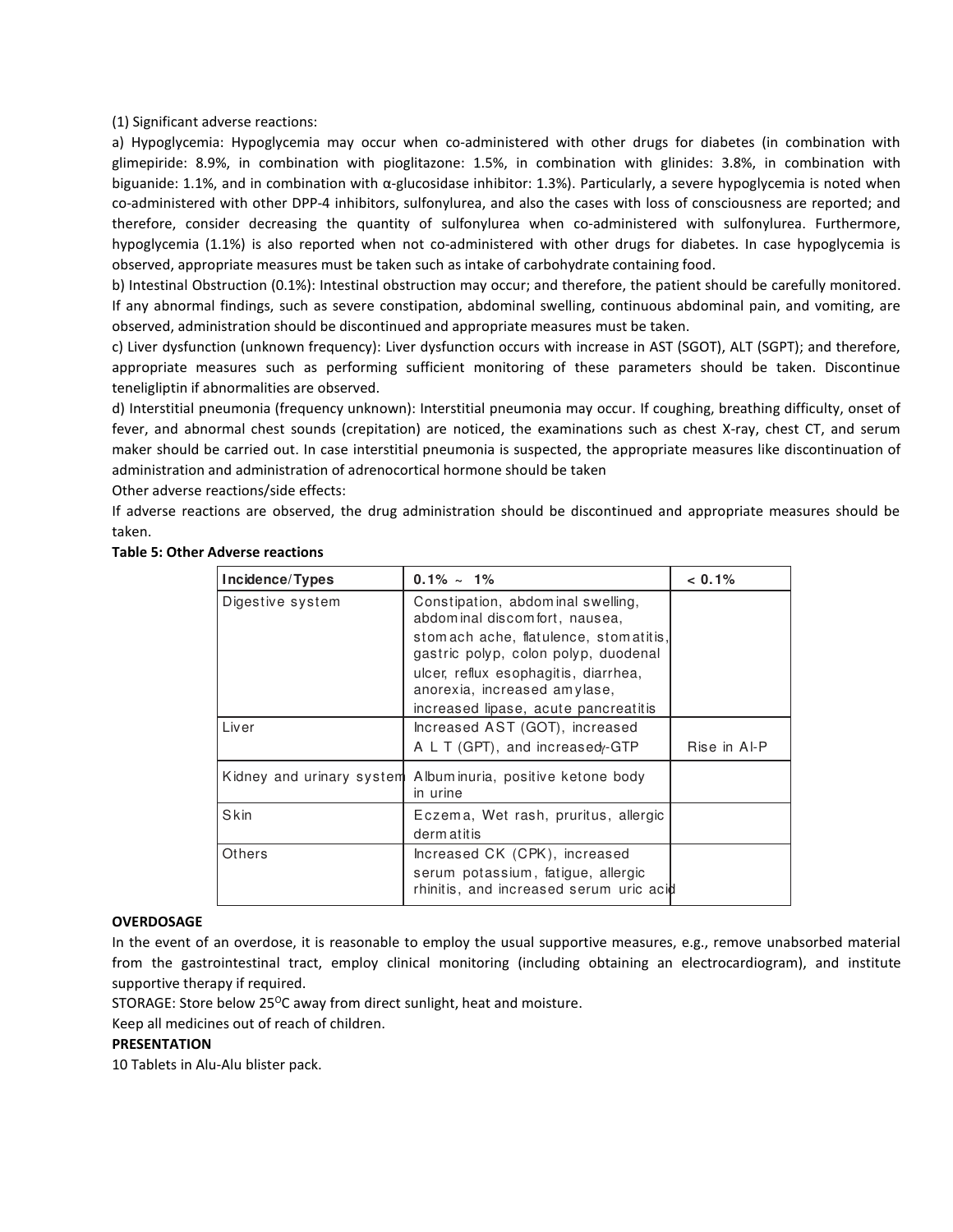(1) Significant adverse reactions:

a) Hypoglycemia: Hypoglycemia may occur when co-administered with other drugs for diabetes (in combination with glimepiride: 8.9%, in combination with pioglitazone: 1.5%, in combination with glinides: 3.8%, in combination with biguanide: 1.1%, and in combination with α-glucosidase inhibitor: 1.3%). Particularly, a severe hypoglycemia is noted when co-administered with other DPP-4 inhibitors, sulfonylurea, and also the cases with loss of consciousness are reported; and therefore, consider decreasing the quantity of sulfonylurea when co-administered with sulfonylurea. Furthermore, hypoglycemia (1.1%) is also reported when not co-administered with other drugs for diabetes. In case hypoglycemia is observed, appropriate measures must be taken such as intake of carbohydrate containing food.

b) Intestinal Obstruction (0.1%): Intestinal obstruction may occur; and therefore, the patient should be carefully monitored. If any abnormal findings, such as severe constipation, abdominal swelling, continuous abdominal pain, and vomiting, are observed, administration should be discontinued and appropriate measures must be taken.

c) Liver dysfunction (unknown frequency): Liver dysfunction occurs with increase in AST (SGOT), ALT (SGPT); and therefore, appropriate measures such as performing sufficient monitoring of these parameters should be taken. Discontinue teneligliptin if abnormalities are observed.

d) Interstitial pneumonia (frequency unknown): Interstitial pneumonia may occur. If coughing, breathing difficulty, onset of fever, and abnormal chest sounds (crepitation) are noticed, the examinations such as chest X-ray, chest CT, and serum maker should be carried out. In case interstitial pneumonia is suspected, the appropriate measures like discontinuation of administration and administration of adrenocortical hormone should be taken

Other adverse reactions/side effects:

If adverse reactions are observed, the drug administration should be discontinued and appropriate measures should be taken.

**Table 5: Other Adverse reactions**

| Incidence/Types | 0.1% ~ 1% | < 0.1% |
|---|---|---|
| Digestive system | Constipation, abdominal swelling, abdominal discomfort, nausea, stomach ache, flatulence, stomatitis, gastric polyp, colon polyp, duodenal ulcer, reflux esophagitis, diarrhea, anorexia, increased amylase, increased lipase, acute pancreatitis | |
| Liver | Increased AST (GOT), increased ALT (GPT), and increased γ-GTP | Rise in Al-P |
| Kidney and urinary system | Albuminuria, positive ketone body in urine | |
| Skin | Eczema, Wet rash, pruritus, allergic dermatitis | |
| Others | Increased CK (CPK), increased serum potassium, fatigue, allergic rhinitis, and increased serum uric acid | |

**OVERDOSAGE**

In the event of an overdose, it is reasonable to employ the usual supportive measures, e.g., remove unabsorbed material from the gastrointestinal tract, employ clinical monitoring (including obtaining an electrocardiogram), and institute supportive therapy if required.

STORAGE: Store below 25°C away from direct sunlight, heat and moisture.

Keep all medicines out of reach of children.

**PRESENTATION**

10 Tablets in Alu-Alu blister pack.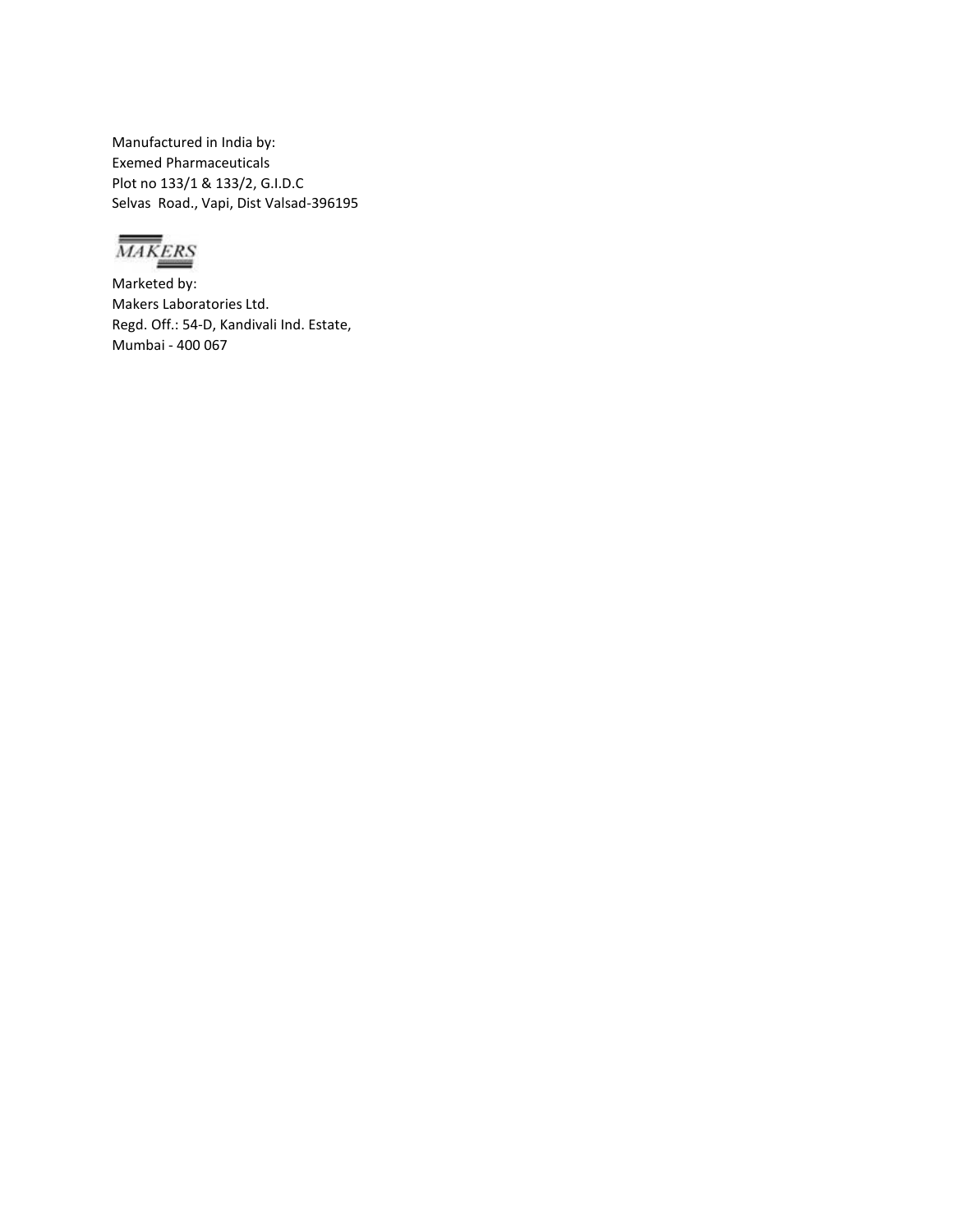Manufactured in India by:
Exemed Pharmaceuticals
Plot no 133/1 & 133/2, G.I.D.C
Selvas Road., Vapi, Dist Valsad-396195

MAKERS

Marketed by:
Makers Laboratories Ltd.
Regd. Off.: 54-D, Kandivali Ind. Estate,
Mumbai - 400 067